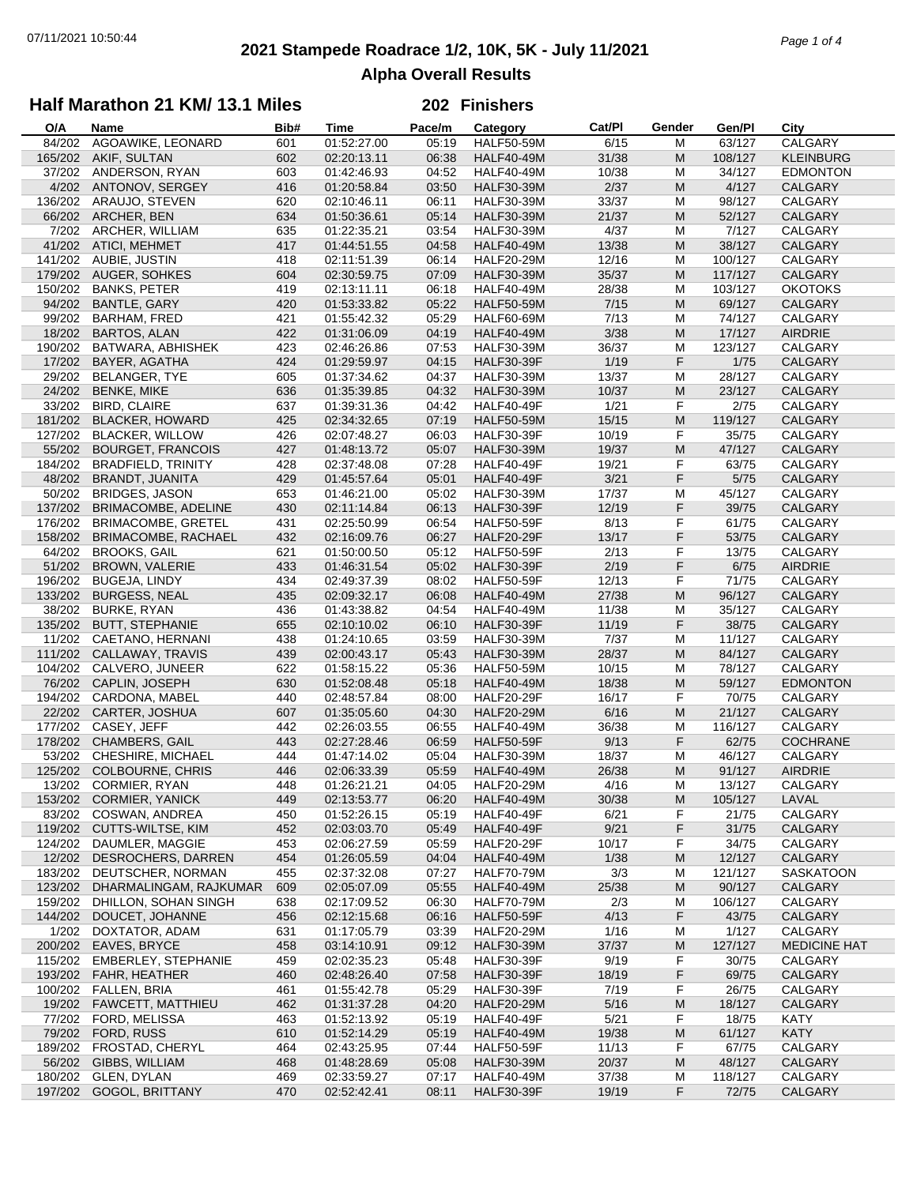# 2021 Stampede Roadrace 1/2, 10K, 5K - July 11/2021

## Alpha Overall Results

### Half Marathon 21 KM/ 13.1 Miles — 202 Finishers

| O/A | Name | Bib# | Time | Pace/m | Category | Cat/Pl | Gender | Gen/Pl | City |
|---|---|---|---|---|---|---|---|---|---|
| 84/202 | AGOAWIKE, LEONARD | 601 | 01:52:27.00 | 05:19 | HALF50-59M | 6/15 | M | 63/127 | CALGARY |
| 165/202 | AKIF, SULTAN | 602 | 02:20:13.11 | 06:38 | HALF40-49M | 31/38 | M | 108/127 | KLEINBURG |
| 37/202 | ANDERSON, RYAN | 603 | 01:42:46.93 | 04:52 | HALF40-49M | 10/38 | M | 34/127 | EDMONTON |
| 4/202 | ANTONOV, SERGEY | 416 | 01:20:58.84 | 03:50 | HALF30-39M | 2/37 | M | 4/127 | CALGARY |
| 136/202 | ARAUJO, STEVEN | 620 | 02:10:46.11 | 06:11 | HALF30-39M | 33/37 | M | 98/127 | CALGARY |
| 66/202 | ARCHER, BEN | 634 | 01:50:36.61 | 05:14 | HALF30-39M | 21/37 | M | 52/127 | CALGARY |
| 7/202 | ARCHER, WILLIAM | 635 | 01:22:35.21 | 03:54 | HALF30-39M | 4/37 | M | 7/127 | CALGARY |
| 41/202 | ATICI, MEHMET | 417 | 01:44:51.55 | 04:58 | HALF40-49M | 13/38 | M | 38/127 | CALGARY |
| 141/202 | AUBIE, JUSTIN | 418 | 02:11:51.39 | 06:14 | HALF20-29M | 12/16 | M | 100/127 | CALGARY |
| 179/202 | AUGER, SOHKES | 604 | 02:30:59.75 | 07:09 | HALF30-39M | 35/37 | M | 117/127 | CALGARY |
| 150/202 | BANKS, PETER | 419 | 02:13:11.11 | 06:18 | HALF40-49M | 28/38 | M | 103/127 | OKOTOKS |
| 94/202 | BANTLE, GARY | 420 | 01:53:33.82 | 05:22 | HALF50-59M | 7/15 | M | 69/127 | CALGARY |
| 99/202 | BARHAM, FRED | 421 | 01:55:42.32 | 05:29 | HALF60-69M | 7/13 | M | 74/127 | CALGARY |
| 18/202 | BARTOS, ALAN | 422 | 01:31:06.09 | 04:19 | HALF40-49M | 3/38 | M | 17/127 | AIRDRIE |
| 190/202 | BATWARA, ABHISHEK | 423 | 02:46:26.86 | 07:53 | HALF30-39M | 36/37 | M | 123/127 | CALGARY |
| 17/202 | BAYER, AGATHA | 424 | 01:29:59.97 | 04:15 | HALF30-39F | 1/19 | F | 1/75 | CALGARY |
| 29/202 | BELANGER, TYE | 605 | 01:37:34.62 | 04:37 | HALF30-39M | 13/37 | M | 28/127 | CALGARY |
| 24/202 | BENKE, MIKE | 636 | 01:35:39.85 | 04:32 | HALF30-39M | 10/37 | M | 23/127 | CALGARY |
| 33/202 | BIRD, CLAIRE | 637 | 01:39:31.36 | 04:42 | HALF40-49F | 1/21 | F | 2/75 | CALGARY |
| 181/202 | BLACKER, HOWARD | 425 | 02:34:32.65 | 07:19 | HALF50-59M | 15/15 | M | 119/127 | CALGARY |
| 127/202 | BLACKER, WILLOW | 426 | 02:07:48.27 | 06:03 | HALF30-39F | 10/19 | F | 35/75 | CALGARY |
| 55/202 | BOURGET, FRANCOIS | 427 | 01:48:13.72 | 05:07 | HALF30-39M | 19/37 | M | 47/127 | CALGARY |
| 184/202 | BRADFIELD, TRINITY | 428 | 02:37:48.08 | 07:28 | HALF40-49F | 19/21 | F | 63/75 | CALGARY |
| 48/202 | BRANDT, JUANITA | 429 | 01:45:57.64 | 05:01 | HALF40-49F | 3/21 | F | 5/75 | CALGARY |
| 50/202 | BRIDGES, JASON | 653 | 01:46:21.00 | 05:02 | HALF30-39M | 17/37 | M | 45/127 | CALGARY |
| 137/202 | BRIMACOMBE, ADELINE | 430 | 02:11:14.84 | 06:13 | HALF30-39F | 12/19 | F | 39/75 | CALGARY |
| 176/202 | BRIMACOMBE, GRETEL | 431 | 02:25:50.99 | 06:54 | HALF50-59F | 8/13 | F | 61/75 | CALGARY |
| 158/202 | BRIMACOMBE, RACHAEL | 432 | 02:16:09.76 | 06:27 | HALF20-29F | 13/17 | F | 53/75 | CALGARY |
| 64/202 | BROOKS, GAIL | 621 | 01:50:00.50 | 05:12 | HALF50-59F | 2/13 | F | 13/75 | CALGARY |
| 51/202 | BROWN, VALERIE | 433 | 01:46:31.54 | 05:02 | HALF30-39F | 2/19 | F | 6/75 | AIRDRIE |
| 196/202 | BUGEJA, LINDY | 434 | 02:49:37.39 | 08:02 | HALF50-59F | 12/13 | F | 71/75 | CALGARY |
| 133/202 | BURGESS, NEAL | 435 | 02:09:32.17 | 06:08 | HALF40-49M | 27/38 | M | 96/127 | CALGARY |
| 38/202 | BURKE, RYAN | 436 | 01:43:38.82 | 04:54 | HALF40-49M | 11/38 | M | 35/127 | CALGARY |
| 135/202 | BUTT, STEPHANIE | 655 | 02:10:10.02 | 06:10 | HALF30-39F | 11/19 | F | 38/75 | CALGARY |
| 11/202 | CAETANO, HERNANI | 438 | 01:24:10.65 | 03:59 | HALF30-39M | 7/37 | M | 11/127 | CALGARY |
| 111/202 | CALLAWAY, TRAVIS | 439 | 02:00:43.17 | 05:43 | HALF30-39M | 28/37 | M | 84/127 | CALGARY |
| 104/202 | CALVERO, JUNEER | 622 | 01:58:15.22 | 05:36 | HALF50-59M | 10/15 | M | 78/127 | CALGARY |
| 76/202 | CAPLIN, JOSEPH | 630 | 01:52:08.48 | 05:18 | HALF40-49M | 18/38 | M | 59/127 | EDMONTON |
| 194/202 | CARDONA, MABEL | 440 | 02:48:57.84 | 08:00 | HALF20-29F | 16/17 | F | 70/75 | CALGARY |
| 22/202 | CARTER, JOSHUA | 607 | 01:35:05.60 | 04:30 | HALF20-29M | 6/16 | M | 21/127 | CALGARY |
| 177/202 | CASEY, JEFF | 442 | 02:26:03.55 | 06:55 | HALF40-49M | 36/38 | M | 116/127 | CALGARY |
| 178/202 | CHAMBERS, GAIL | 443 | 02:27:28.46 | 06:59 | HALF50-59F | 9/13 | F | 62/75 | COCHRANE |
| 53/202 | CHESHIRE, MICHAEL | 444 | 01:47:14.02 | 05:04 | HALF30-39M | 18/37 | M | 46/127 | CALGARY |
| 125/202 | COLBOURNE, CHRIS | 446 | 02:06:33.39 | 05:59 | HALF40-49M | 26/38 | M | 91/127 | AIRDRIE |
| 13/202 | CORMIER, RYAN | 448 | 01:26:21.21 | 04:05 | HALF20-29M | 4/16 | M | 13/127 | CALGARY |
| 153/202 | CORMIER, YANICK | 449 | 02:13:53.77 | 06:20 | HALF40-49M | 30/38 | M | 105/127 | LAVAL |
| 83/202 | COSWAN, ANDREA | 450 | 01:52:26.15 | 05:19 | HALF40-49F | 6/21 | F | 21/75 | CALGARY |
| 119/202 | CUTTS-WILTSE, KIM | 452 | 02:03:03.70 | 05:49 | HALF40-49F | 9/21 | F | 31/75 | CALGARY |
| 124/202 | DAUMLER, MAGGIE | 453 | 02:06:27.59 | 05:59 | HALF20-29F | 10/17 | F | 34/75 | CALGARY |
| 12/202 | DESROCHERS, DARREN | 454 | 01:26:05.59 | 04:04 | HALF40-49M | 1/38 | M | 12/127 | CALGARY |
| 183/202 | DEUTSCHER, NORMAN | 455 | 02:37:32.08 | 07:27 | HALF70-79M | 3/3 | M | 121/127 | SASKATOON |
| 123/202 | DHARMALINGAM, RAJKUMAR | 609 | 02:05:07.09 | 05:55 | HALF40-49M | 25/38 | M | 90/127 | CALGARY |
| 159/202 | DHILLON, SOHAN SINGH | 638 | 02:17:09.52 | 06:30 | HALF70-79M | 2/3 | M | 106/127 | CALGARY |
| 144/202 | DOUCET, JOHANNE | 456 | 02:12:15.68 | 06:16 | HALF50-59F | 4/13 | F | 43/75 | CALGARY |
| 1/202 | DOXTATOR, ADAM | 631 | 01:17:05.79 | 03:39 | HALF20-29M | 1/16 | M | 1/127 | CALGARY |
| 200/202 | EAVES, BRYCE | 458 | 03:14:10.91 | 09:12 | HALF30-39M | 37/37 | M | 127/127 | MEDICINE HAT |
| 115/202 | EMBERLEY, STEPHANIE | 459 | 02:02:35.23 | 05:48 | HALF30-39F | 9/19 | F | 30/75 | CALGARY |
| 193/202 | FAHR, HEATHER | 460 | 02:48:26.40 | 07:58 | HALF30-39F | 18/19 | F | 69/75 | CALGARY |
| 100/202 | FALLEN, BRIA | 461 | 01:55:42.78 | 05:29 | HALF30-39F | 7/19 | F | 26/75 | CALGARY |
| 19/202 | FAWCETT, MATTHIEU | 462 | 01:31:37.28 | 04:20 | HALF20-29M | 5/16 | M | 18/127 | CALGARY |
| 77/202 | FORD, MELISSA | 463 | 01:52:13.92 | 05:19 | HALF40-49F | 5/21 | F | 18/75 | KATY |
| 79/202 | FORD, RUSS | 610 | 01:52:14.29 | 05:19 | HALF40-49M | 19/38 | M | 61/127 | KATY |
| 189/202 | FROSTAD, CHERYL | 464 | 02:43:25.95 | 07:44 | HALF50-59F | 11/13 | F | 67/75 | CALGARY |
| 56/202 | GIBBS, WILLIAM | 468 | 01:48:28.69 | 05:08 | HALF30-39M | 20/37 | M | 48/127 | CALGARY |
| 180/202 | GLEN, DYLAN | 469 | 02:33:59.27 | 07:17 | HALF40-49M | 37/38 | M | 118/127 | CALGARY |
| 197/202 | GOGOL, BRITTANY | 470 | 02:52:42.41 | 08:11 | HALF30-39F | 19/19 | F | 72/75 | CALGARY |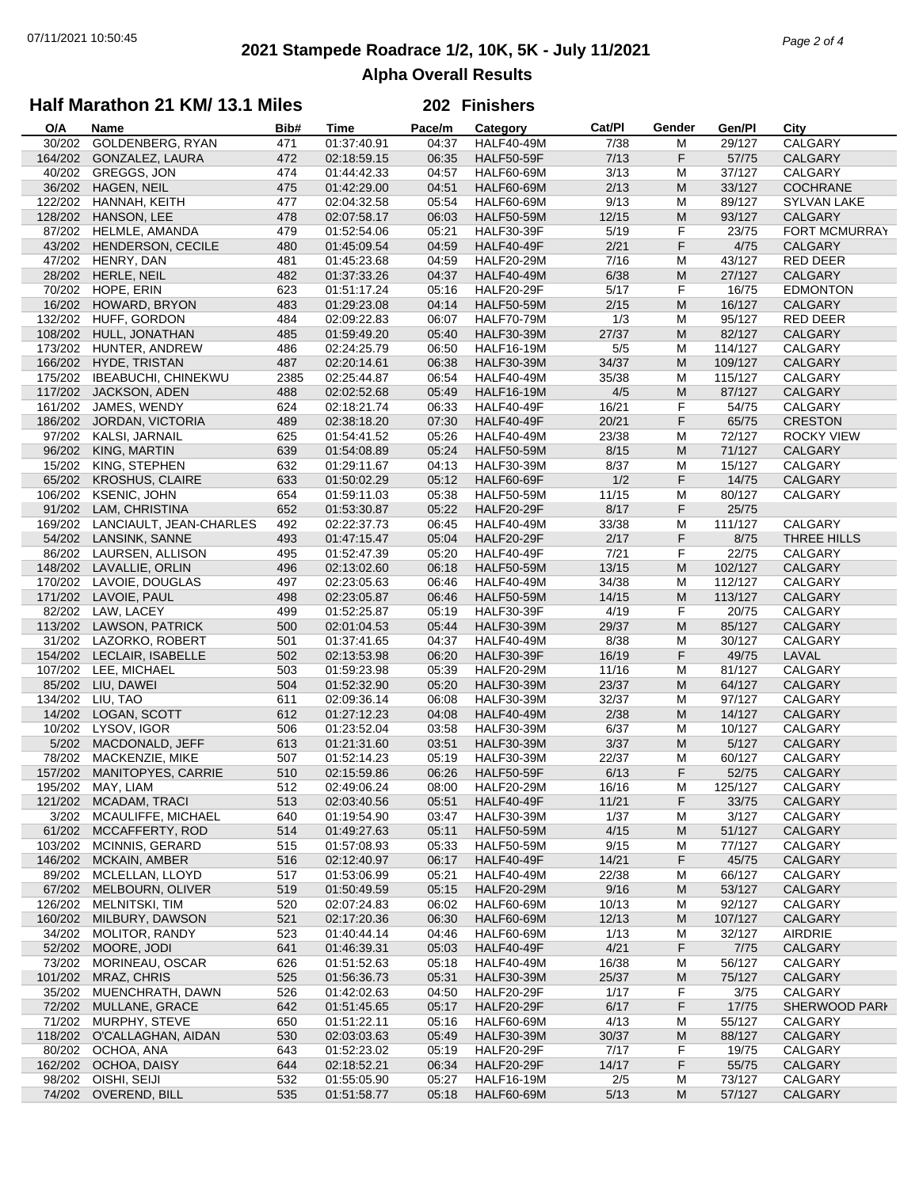# 2021 Stampede Roadrace 1/2, 10K, 5K - July 11/2021

## Alpha Overall Results

### Half Marathon 21 KM/ 13.1 Miles — 202 Finishers

| O/A | Name | Bib# | Time | Pace/m | Category | Cat/Pl | Gender | Gen/Pl | City |
|---|---|---|---|---|---|---|---|---|---|
| 30/202 | GOLDENBERG, RYAN | 471 | 01:37:40.91 | 04:37 | HALF40-49M | 7/38 | M | 29/127 | CALGARY |
| 164/202 | GONZALEZ, LAURA | 472 | 02:18:59.15 | 06:35 | HALF50-59F | 7/13 | F | 57/75 | CALGARY |
| 40/202 | GREGGS, JON | 474 | 01:44:42.33 | 04:57 | HALF60-69M | 3/13 | M | 37/127 | CALGARY |
| 36/202 | HAGEN, NEIL | 475 | 01:42:29.00 | 04:51 | HALF60-69M | 2/13 | M | 33/127 | COCHRANE |
| 122/202 | HANNAH, KEITH | 477 | 02:04:32.58 | 05:54 | HALF60-69M | 9/13 | M | 89/127 | SYLVAN LAKE |
| 128/202 | HANSON, LEE | 478 | 02:07:58.17 | 06:03 | HALF50-59M | 12/15 | M | 93/127 | CALGARY |
| 87/202 | HELMLE, AMANDA | 479 | 01:52:54.06 | 05:21 | HALF30-39F | 5/19 | F | 23/75 | FORT MCMURRAY |
| 43/202 | HENDERSON, CECILE | 480 | 01:45:09.54 | 04:59 | HALF40-49F | 2/21 | F | 4/75 | CALGARY |
| 47/202 | HENRY, DAN | 481 | 01:45:23.68 | 04:59 | HALF20-29M | 7/16 | M | 43/127 | RED DEER |
| 28/202 | HERLE, NEIL | 482 | 01:37:33.26 | 04:37 | HALF40-49M | 6/38 | M | 27/127 | CALGARY |
| 70/202 | HOPE, ERIN | 623 | 01:51:17.24 | 05:16 | HALF20-29F | 5/17 | F | 16/75 | EDMONTON |
| 16/202 | HOWARD, BRYON | 483 | 01:29:23.08 | 04:14 | HALF50-59M | 2/15 | M | 16/127 | CALGARY |
| 132/202 | HUFF, GORDON | 484 | 02:09:22.83 | 06:07 | HALF70-79M | 1/3 | M | 95/127 | RED DEER |
| 108/202 | HULL, JONATHAN | 485 | 01:59:49.20 | 05:40 | HALF30-39M | 27/37 | M | 82/127 | CALGARY |
| 173/202 | HUNTER, ANDREW | 486 | 02:24:25.79 | 06:50 | HALF16-19M | 5/5 | M | 114/127 | CALGARY |
| 166/202 | HYDE, TRISTAN | 487 | 02:20:14.61 | 06:38 | HALF30-39M | 34/37 | M | 109/127 | CALGARY |
| 175/202 | IBEABUCHI, CHINEKWU | 2385 | 02:25:44.87 | 06:54 | HALF40-49M | 35/38 | M | 115/127 | CALGARY |
| 117/202 | JACKSON, ADEN | 488 | 02:02:52.68 | 05:49 | HALF16-19M | 4/5 | M | 87/127 | CALGARY |
| 161/202 | JAMES, WENDY | 624 | 02:18:21.74 | 06:33 | HALF40-49F | 16/21 | F | 54/75 | CALGARY |
| 186/202 | JORDAN, VICTORIA | 489 | 02:38:18.20 | 07:30 | HALF40-49F | 20/21 | F | 65/75 | CRESTON |
| 97/202 | KALSI, JARNAIL | 625 | 01:54:41.52 | 05:26 | HALF40-49M | 23/38 | M | 72/127 | ROCKY VIEW |
| 96/202 | KING, MARTIN | 639 | 01:54:08.89 | 05:24 | HALF50-59M | 8/15 | M | 71/127 | CALGARY |
| 15/202 | KING, STEPHEN | 632 | 01:29:11.67 | 04:13 | HALF30-39M | 8/37 | M | 15/127 | CALGARY |
| 65/202 | KROSHUS, CLAIRE | 633 | 01:50:02.29 | 05:12 | HALF60-69F | 1/2 | F | 14/75 | CALGARY |
| 106/202 | KSENIC, JOHN | 654 | 01:59:11.03 | 05:38 | HALF50-59M | 11/15 | M | 80/127 | CALGARY |
| 91/202 | LAM, CHRISTINA | 652 | 01:53:30.87 | 05:22 | HALF20-29F | 8/17 | F | 25/75 | |
| 169/202 | LANCIAULT, JEAN-CHARLES | 492 | 02:22:37.73 | 06:45 | HALF40-49M | 33/38 | M | 111/127 | CALGARY |
| 54/202 | LANSINK, SANNE | 493 | 01:47:15.47 | 05:04 | HALF20-29F | 2/17 | F | 8/75 | THREE HILLS |
| 86/202 | LAURSEN, ALLISON | 495 | 01:52:47.39 | 05:20 | HALF40-49F | 7/21 | F | 22/75 | CALGARY |
| 148/202 | LAVALLIE, ORLIN | 496 | 02:13:02.60 | 06:18 | HALF50-59M | 13/15 | M | 102/127 | CALGARY |
| 170/202 | LAVOIE, DOUGLAS | 497 | 02:23:05.63 | 06:46 | HALF40-49M | 34/38 | M | 112/127 | CALGARY |
| 171/202 | LAVOIE, PAUL | 498 | 02:23:05.87 | 06:46 | HALF50-59M | 14/15 | M | 113/127 | CALGARY |
| 82/202 | LAW, LACEY | 499 | 01:52:25.87 | 05:19 | HALF30-39F | 4/19 | F | 20/75 | CALGARY |
| 113/202 | LAWSON, PATRICK | 500 | 02:01:04.53 | 05:44 | HALF30-39M | 29/37 | M | 85/127 | CALGARY |
| 31/202 | LAZORKO, ROBERT | 501 | 01:37:41.65 | 04:37 | HALF40-49M | 8/38 | M | 30/127 | CALGARY |
| 154/202 | LECLAIR, ISABELLE | 502 | 02:13:53.98 | 06:20 | HALF30-39F | 16/19 | F | 49/75 | LAVAL |
| 107/202 | LEE, MICHAEL | 503 | 01:59:23.98 | 05:39 | HALF20-29M | 11/16 | M | 81/127 | CALGARY |
| 85/202 | LIU, DAWEI | 504 | 01:52:32.90 | 05:20 | HALF30-39M | 23/37 | M | 64/127 | CALGARY |
| 134/202 | LIU, TAO | 611 | 02:09:36.14 | 06:08 | HALF30-39M | 32/37 | M | 97/127 | CALGARY |
| 14/202 | LOGAN, SCOTT | 612 | 01:27:12.23 | 04:08 | HALF40-49M | 2/38 | M | 14/127 | CALGARY |
| 10/202 | LYSOV, IGOR | 506 | 01:23:52.04 | 03:58 | HALF30-39M | 6/37 | M | 10/127 | CALGARY |
| 5/202 | MACDONALD, JEFF | 613 | 01:21:31.60 | 03:51 | HALF30-39M | 3/37 | M | 5/127 | CALGARY |
| 78/202 | MACKENZIE, MIKE | 507 | 01:52:14.23 | 05:19 | HALF30-39M | 22/37 | M | 60/127 | CALGARY |
| 157/202 | MANITOPYES, CARRIE | 510 | 02:15:59.86 | 06:26 | HALF50-59F | 6/13 | F | 52/75 | CALGARY |
| 195/202 | MAY, LIAM | 512 | 02:49:06.24 | 08:00 | HALF20-29M | 16/16 | M | 125/127 | CALGARY |
| 121/202 | MCADAM, TRACI | 513 | 02:03:40.56 | 05:51 | HALF40-49F | 11/21 | F | 33/75 | CALGARY |
| 3/202 | MCAULIFFE, MICHAEL | 640 | 01:19:54.90 | 03:47 | HALF30-39M | 1/37 | M | 3/127 | CALGARY |
| 61/202 | MCCAFFERTY, ROD | 514 | 01:49:27.63 | 05:11 | HALF50-59M | 4/15 | M | 51/127 | CALGARY |
| 103/202 | MCINNIS, GERARD | 515 | 01:57:08.93 | 05:33 | HALF50-59M | 9/15 | M | 77/127 | CALGARY |
| 146/202 | MCKAIN, AMBER | 516 | 02:12:40.97 | 06:17 | HALF40-49F | 14/21 | F | 45/75 | CALGARY |
| 89/202 | MCLELLAN, LLOYD | 517 | 01:53:06.99 | 05:21 | HALF40-49M | 22/38 | M | 66/127 | CALGARY |
| 67/202 | MELBOURN, OLIVER | 519 | 01:50:49.59 | 05:15 | HALF20-29M | 9/16 | M | 53/127 | CALGARY |
| 126/202 | MELNITSKI, TIM | 520 | 02:07:24.83 | 06:02 | HALF60-69M | 10/13 | M | 92/127 | CALGARY |
| 160/202 | MILBURY, DAWSON | 521 | 02:17:20.36 | 06:30 | HALF60-69M | 12/13 | M | 107/127 | CALGARY |
| 34/202 | MOLITOR, RANDY | 523 | 01:40:44.14 | 04:46 | HALF60-69M | 1/13 | M | 32/127 | AIRDRIE |
| 52/202 | MOORE, JODI | 641 | 01:46:39.31 | 05:03 | HALF40-49F | 4/21 | F | 7/75 | CALGARY |
| 73/202 | MORINEAU, OSCAR | 626 | 01:51:52.63 | 05:18 | HALF40-49M | 16/38 | M | 56/127 | CALGARY |
| 101/202 | MRAZ, CHRIS | 525 | 01:56:36.73 | 05:31 | HALF30-39M | 25/37 | M | 75/127 | CALGARY |
| 35/202 | MUENCHRATH, DAWN | 526 | 01:42:02.63 | 04:50 | HALF20-29F | 1/17 | F | 3/75 | CALGARY |
| 72/202 | MULLANE, GRACE | 642 | 01:51:45.65 | 05:17 | HALF20-29F | 6/17 | F | 17/75 | SHERWOOD PARK |
| 71/202 | MURPHY, STEVE | 650 | 01:51:22.11 | 05:16 | HALF60-69M | 4/13 | M | 55/127 | CALGARY |
| 118/202 | O'CALLAGHAN, AIDAN | 530 | 02:03:03.63 | 05:49 | HALF30-39M | 30/37 | M | 88/127 | CALGARY |
| 80/202 | OCHOA, ANA | 643 | 01:52:23.02 | 05:19 | HALF20-29F | 7/17 | F | 19/75 | CALGARY |
| 162/202 | OCHOA, DAISY | 644 | 02:18:52.21 | 06:34 | HALF20-29F | 14/17 | F | 55/75 | CALGARY |
| 98/202 | OISHI, SEIJI | 532 | 01:55:05.90 | 05:27 | HALF16-19M | 2/5 | M | 73/127 | CALGARY |
| 74/202 | OVEREND, BILL | 535 | 01:51:58.77 | 05:18 | HALF60-69M | 5/13 | M | 57/127 | CALGARY |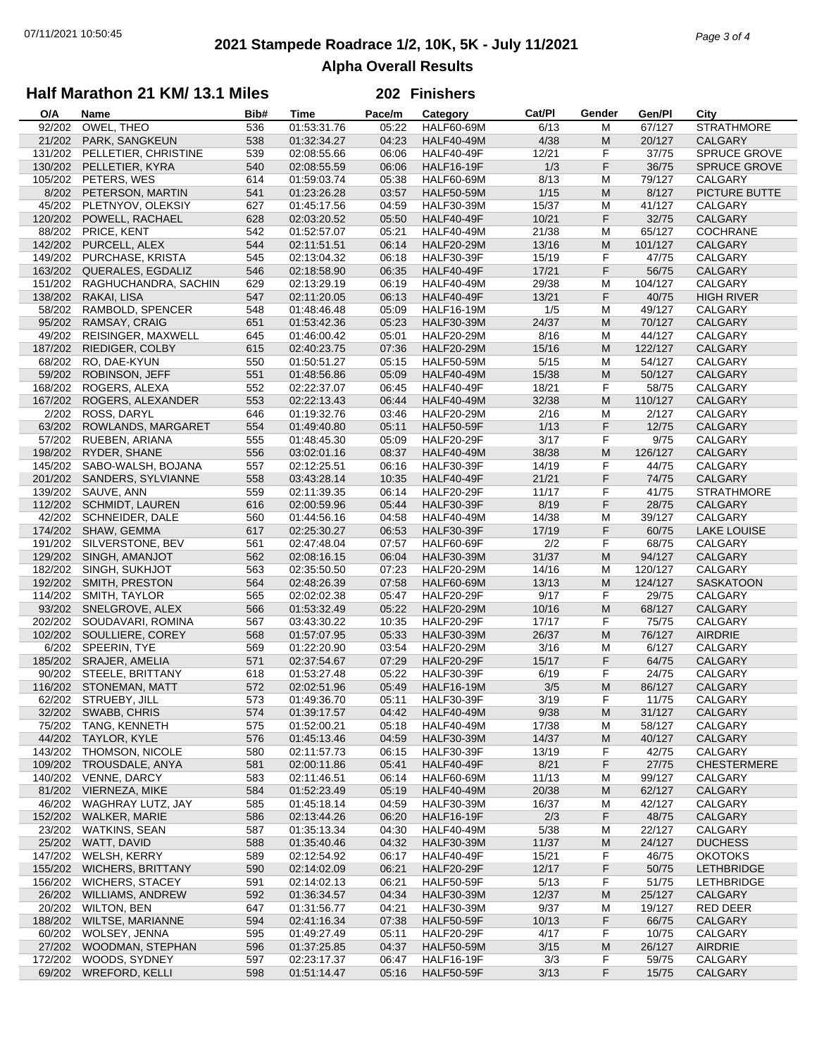# 2021 Stampede Roadrace 1/2, 10K, 5K - July 11/2021

## Alpha Overall Results

### Half Marathon 21 KM/ 13.1 Miles — 202 Finishers

| O/A | Name | Bib# | Time | Pace/m | Category | Cat/Pl | Gender | Gen/Pl | City |
|---|---|---|---|---|---|---|---|---|---|
| 92/202 | OWEL, THEO | 536 | 01:53:31.76 | 05:22 | HALF60-69M | 6/13 | M | 67/127 | STRATHMORE |
| 21/202 | PARK, SANGKEUN | 538 | 01:32:34.27 | 04:23 | HALF40-49M | 4/38 | M | 20/127 | CALGARY |
| 131/202 | PELLETIER, CHRISTINE | 539 | 02:08:55.66 | 06:06 | HALF40-49F | 12/21 | F | 37/75 | SPRUCE GROVE |
| 130/202 | PELLETIER, KYRA | 540 | 02:08:55.59 | 06:06 | HALF16-19F | 1/3 | F | 36/75 | SPRUCE GROVE |
| 105/202 | PETERS, WES | 614 | 01:59:03.74 | 05:38 | HALF60-69M | 8/13 | M | 79/127 | CALGARY |
| 8/202 | PETERSON, MARTIN | 541 | 01:23:26.28 | 03:57 | HALF50-59M | 1/15 | M | 8/127 | PICTURE BUTTE |
| 45/202 | PLETNYOV, OLEKSIY | 627 | 01:45:17.56 | 04:59 | HALF30-39M | 15/37 | M | 41/127 | CALGARY |
| 120/202 | POWELL, RACHAEL | 628 | 02:03:20.52 | 05:50 | HALF40-49F | 10/21 | F | 32/75 | CALGARY |
| 88/202 | PRICE, KENT | 542 | 01:52:57.07 | 05:21 | HALF40-49M | 21/38 | M | 65/127 | COCHRANE |
| 142/202 | PURCELL, ALEX | 544 | 02:11:51.51 | 06:14 | HALF20-29M | 13/16 | M | 101/127 | CALGARY |
| 149/202 | PURCHASE, KRISTA | 545 | 02:13:04.32 | 06:18 | HALF30-39F | 15/19 | F | 47/75 | CALGARY |
| 163/202 | QUERALES, EGDALIZ | 546 | 02:18:58.90 | 06:35 | HALF40-49F | 17/21 | F | 56/75 | CALGARY |
| 151/202 | RAGHUCHANDRA, SACHIN | 629 | 02:13:29.19 | 06:19 | HALF40-49M | 29/38 | M | 104/127 | CALGARY |
| 138/202 | RAKAI, LISA | 547 | 02:11:20.05 | 06:13 | HALF40-49F | 13/21 | F | 40/75 | HIGH RIVER |
| 58/202 | RAMBOLD, SPENCER | 548 | 01:48:46.48 | 05:09 | HALF16-19M | 1/5 | M | 49/127 | CALGARY |
| 95/202 | RAMSAY, CRAIG | 651 | 01:53:42.36 | 05:23 | HALF30-39M | 24/37 | M | 70/127 | CALGARY |
| 49/202 | REISINGER, MAXWELL | 645 | 01:46:00.42 | 05:01 | HALF20-29M | 8/16 | M | 44/127 | CALGARY |
| 187/202 | RIEDIGER, COLBY | 615 | 02:40:23.75 | 07:36 | HALF20-29M | 15/16 | M | 122/127 | CALGARY |
| 68/202 | RO, DAE-KYUN | 550 | 01:50:51.27 | 05:15 | HALF50-59M | 5/15 | M | 54/127 | CALGARY |
| 59/202 | ROBINSON, JEFF | 551 | 01:48:56.86 | 05:09 | HALF40-49M | 15/38 | M | 50/127 | CALGARY |
| 168/202 | ROGERS, ALEXA | 552 | 02:22:37.07 | 06:45 | HALF40-49F | 18/21 | F | 58/75 | CALGARY |
| 167/202 | ROGERS, ALEXANDER | 553 | 02:22:13.43 | 06:44 | HALF40-49M | 32/38 | M | 110/127 | CALGARY |
| 2/202 | ROSS, DARYL | 646 | 01:19:32.76 | 03:46 | HALF20-29M | 2/16 | M | 2/127 | CALGARY |
| 63/202 | ROWLANDS, MARGARET | 554 | 01:49:40.80 | 05:11 | HALF50-59F | 1/13 | F | 12/75 | CALGARY |
| 57/202 | RUEBEN, ARIANA | 555 | 01:48:45.30 | 05:09 | HALF20-29F | 3/17 | F | 9/75 | CALGARY |
| 198/202 | RYDER, SHANE | 556 | 03:02:01.16 | 08:37 | HALF40-49M | 38/38 | M | 126/127 | CALGARY |
| 145/202 | SABO-WALSH, BOJANA | 557 | 02:12:25.51 | 06:16 | HALF30-39F | 14/19 | F | 44/75 | CALGARY |
| 201/202 | SANDERS, SYLVIANNE | 558 | 03:43:28.14 | 10:35 | HALF40-49F | 21/21 | F | 74/75 | CALGARY |
| 139/202 | SAUVE, ANN | 559 | 02:11:39.35 | 06:14 | HALF20-29F | 11/17 | F | 41/75 | STRATHMORE |
| 112/202 | SCHMIDT, LAUREN | 616 | 02:00:59.96 | 05:44 | HALF30-39F | 8/19 | F | 28/75 | CALGARY |
| 42/202 | SCHNEIDER, DALE | 560 | 01:44:56.16 | 04:58 | HALF40-49M | 14/38 | M | 39/127 | CALGARY |
| 174/202 | SHAW, GEMMA | 617 | 02:25:30.27 | 06:53 | HALF30-39F | 17/19 | F | 60/75 | LAKE LOUISE |
| 191/202 | SILVERSTONE, BEV | 561 | 02:47:48.04 | 07:57 | HALF60-69F | 2/2 | F | 68/75 | CALGARY |
| 129/202 | SINGH, AMANJOT | 562 | 02:08:16.15 | 06:04 | HALF30-39M | 31/37 | M | 94/127 | CALGARY |
| 182/202 | SINGH, SUKHJOT | 563 | 02:35:50.50 | 07:23 | HALF20-29M | 14/16 | M | 120/127 | CALGARY |
| 192/202 | SMITH, PRESTON | 564 | 02:48:26.39 | 07:58 | HALF60-69M | 13/13 | M | 124/127 | SASKATOON |
| 114/202 | SMITH, TAYLOR | 565 | 02:02:02.38 | 05:47 | HALF20-29F | 9/17 | F | 29/75 | CALGARY |
| 93/202 | SNELGROVE, ALEX | 566 | 01:53:32.49 | 05:22 | HALF20-29M | 10/16 | M | 68/127 | CALGARY |
| 202/202 | SOUDAVARI, ROMINA | 567 | 03:43:30.22 | 10:35 | HALF20-29F | 17/17 | F | 75/75 | CALGARY |
| 102/202 | SOULLIERE, COREY | 568 | 01:57:07.95 | 05:33 | HALF30-39M | 26/37 | M | 76/127 | AIRDRIE |
| 6/202 | SPEERIN, TYE | 569 | 01:22:20.90 | 03:54 | HALF20-29M | 3/16 | M | 6/127 | CALGARY |
| 185/202 | SRAJER, AMELIA | 571 | 02:37:54.67 | 07:29 | HALF20-29F | 15/17 | F | 64/75 | CALGARY |
| 90/202 | STEELE, BRITTANY | 618 | 01:53:27.48 | 05:22 | HALF30-39F | 6/19 | F | 24/75 | CALGARY |
| 116/202 | STONEMAN, MATT | 572 | 02:02:51.96 | 05:49 | HALF16-19M | 3/5 | M | 86/127 | CALGARY |
| 62/202 | STRUEBY, JILL | 573 | 01:49:36.70 | 05:11 | HALF30-39F | 3/19 | F | 11/75 | CALGARY |
| 32/202 | SWABB, CHRIS | 574 | 01:39:17.57 | 04:42 | HALF40-49M | 9/38 | M | 31/127 | CALGARY |
| 75/202 | TANG, KENNETH | 575 | 01:52:00.21 | 05:18 | HALF40-49M | 17/38 | M | 58/127 | CALGARY |
| 44/202 | TAYLOR, KYLE | 576 | 01:45:13.46 | 04:59 | HALF30-39M | 14/37 | M | 40/127 | CALGARY |
| 143/202 | THOMSON, NICOLE | 580 | 02:11:57.73 | 06:15 | HALF30-39F | 13/19 | F | 42/75 | CALGARY |
| 109/202 | TROUSDALE, ANYA | 581 | 02:00:11.86 | 05:41 | HALF40-49F | 8/21 | F | 27/75 | CHESTERMERE |
| 140/202 | VENNE, DARCY | 583 | 02:11:46.51 | 06:14 | HALF60-69M | 11/13 | M | 99/127 | CALGARY |
| 81/202 | VIERNEZA, MIKE | 584 | 01:52:23.49 | 05:19 | HALF40-49M | 20/38 | M | 62/127 | CALGARY |
| 46/202 | WAGHRAY LUTZ, JAY | 585 | 01:45:18.14 | 04:59 | HALF30-39M | 16/37 | M | 42/127 | CALGARY |
| 152/202 | WALKER, MARIE | 586 | 02:13:44.26 | 06:20 | HALF16-19F | 2/3 | F | 48/75 | CALGARY |
| 23/202 | WATKINS, SEAN | 587 | 01:35:13.34 | 04:30 | HALF40-49M | 5/38 | M | 22/127 | CALGARY |
| 25/202 | WATT, DAVID | 588 | 01:35:40.46 | 04:32 | HALF30-39M | 11/37 | M | 24/127 | DUCHESS |
| 147/202 | WELSH, KERRY | 589 | 02:12:54.92 | 06:17 | HALF40-49F | 15/21 | F | 46/75 | OKOTOKS |
| 155/202 | WICHERS, BRITTANY | 590 | 02:14:02.09 | 06:21 | HALF20-29F | 12/17 | F | 50/75 | LETHBRIDGE |
| 156/202 | WICHERS, STACEY | 591 | 02:14:02.13 | 06:21 | HALF50-59F | 5/13 | F | 51/75 | LETHBRIDGE |
| 26/202 | WILLIAMS, ANDREW | 592 | 01:36:34.57 | 04:34 | HALF30-39M | 12/37 | M | 25/127 | CALGARY |
| 20/202 | WILTON, BEN | 647 | 01:31:56.77 | 04:21 | HALF30-39M | 9/37 | M | 19/127 | RED DEER |
| 188/202 | WILTSE, MARIANNE | 594 | 02:41:16.34 | 07:38 | HALF50-59F | 10/13 | F | 66/75 | CALGARY |
| 60/202 | WOLSEY, JENNA | 595 | 01:49:27.49 | 05:11 | HALF20-29F | 4/17 | F | 10/75 | CALGARY |
| 27/202 | WOODMAN, STEPHAN | 596 | 01:37:25.85 | 04:37 | HALF50-59M | 3/15 | M | 26/127 | AIRDRIE |
| 172/202 | WOODS, SYDNEY | 597 | 02:23:17.37 | 06:47 | HALF16-19F | 3/3 | F | 59/75 | CALGARY |
| 69/202 | WREFORD, KELLI | 598 | 01:51:14.47 | 05:16 | HALF50-59F | 3/13 | F | 15/75 | CALGARY |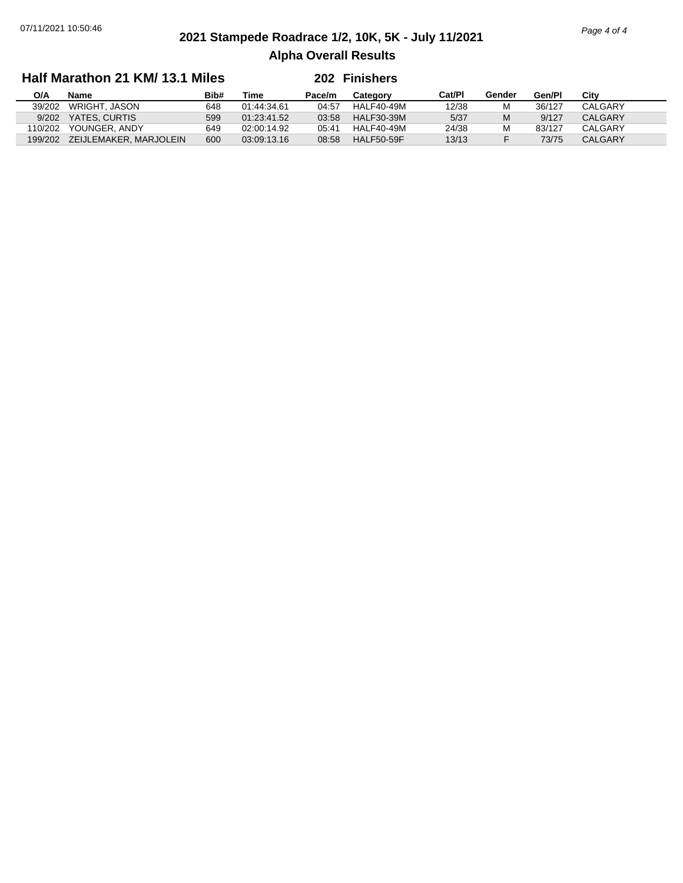## 2021 Stampede Roadrace 1/2, 10K, 5K - July 11/2021

### Alpha Overall Results

### Half Marathon 21 KM/ 13.1 Miles

**202 Finishers**

| O/A | Name | Bib# | Time | Pace/m | Category | Cat/Pl | Gender | Gen/Pl | City |
|---|---|---|---|---|---|---|---|---|---|
| 39/202 | WRIGHT, JASON | 648 | 01:44:34.61 | 04:57 | HALF40-49M | 12/38 | M | 36/127 | CALGARY |
| 9/202 | YATES, CURTIS | 599 | 01:23:41.52 | 03:58 | HALF30-39M | 5/37 | M | 9/127 | CALGARY |
| 110/202 | YOUNGER, ANDY | 649 | 02:00:14.92 | 05:41 | HALF40-49M | 24/38 | M | 83/127 | CALGARY |
| 199/202 | ZEIJLEMAKER, MARJOLEIN | 600 | 03:09:13.16 | 08:58 | HALF50-59F | 13/13 | F | 73/75 | CALGARY |